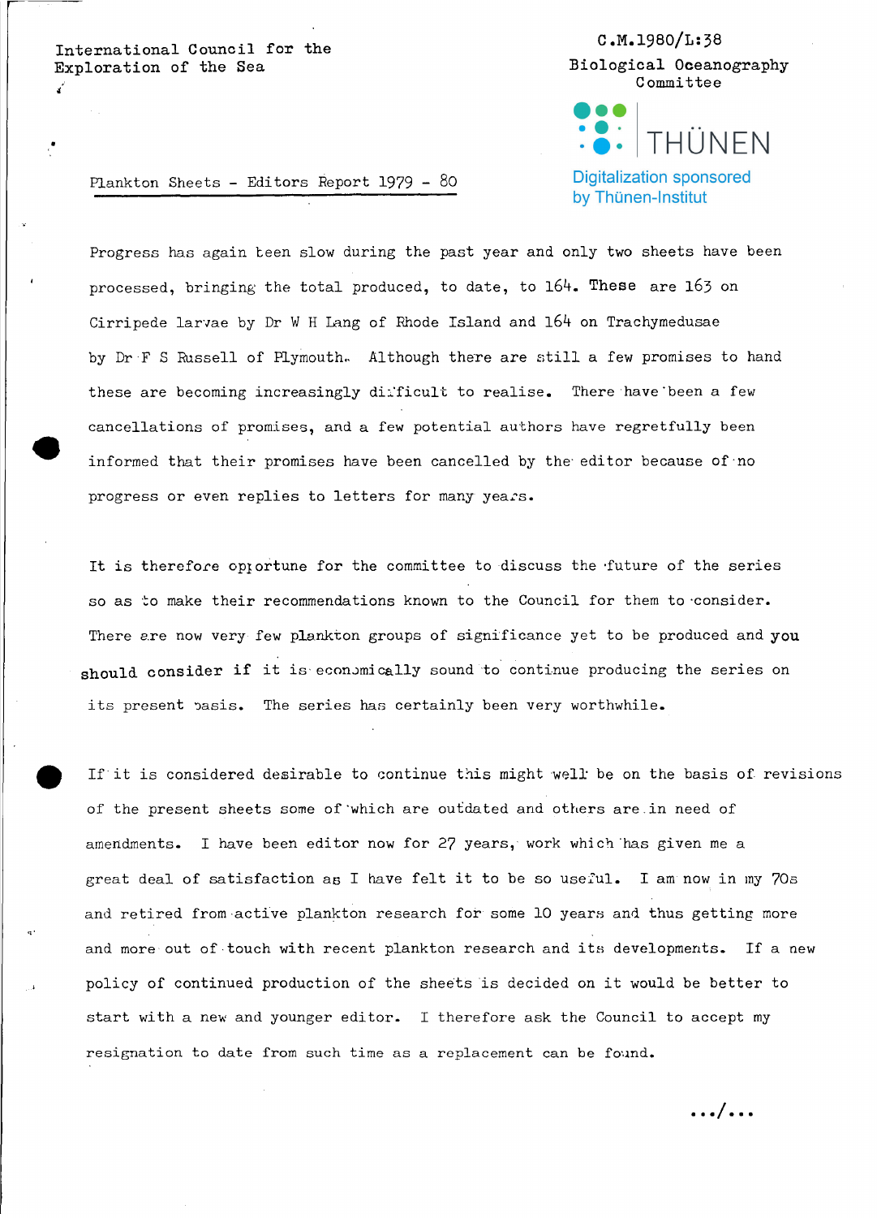International Council for the Exploration of the Sea

C.M.1980/L:38
Biological Oceanography Committee

Digitalization sponsored by Thünen-Institut

## Plankton Sheets - Editors Report 1979 - 80

Progress has again been slow during the past year and only two sheets have been processed, bringing the total produced, to date, to 164. These are 163 on Cirripede larvae by Dr W H Lang of Rhode Island and 164 on Trachymedusae by Dr F S Russell of Plymouth. Although there are still a few promises to hand these are becoming increasingly difficult to realise. There have been a few cancellations of promises, and a few potential authors have regretfully been informed that their promises have been cancelled by the editor because of no progress or even replies to letters for many years.

It is therefore opportune for the committee to discuss the future of the series so as to make their recommendations known to the Council for them to consider. There are now very few plankton groups of significance yet to be produced and you should consider if it is economically sound to continue producing the series on its present basis. The series has certainly been very worthwhile.

If it is considered desirable to continue this might well be on the basis of revisions of the present sheets some of which are outdated and others are in need of amendments. I have been editor now for 27 years, work which has given me a great deal of satisfaction as I have felt it to be so useful. I am now in my 70s and retired from active plankton research for some 10 years and thus getting more and more out of touch with recent plankton research and its developments. If a new policy of continued production of the sheets is decided on it would be better to start with a new and younger editor. I therefore ask the Council to accept my resignation to date from such time as a replacement can be found.

.../...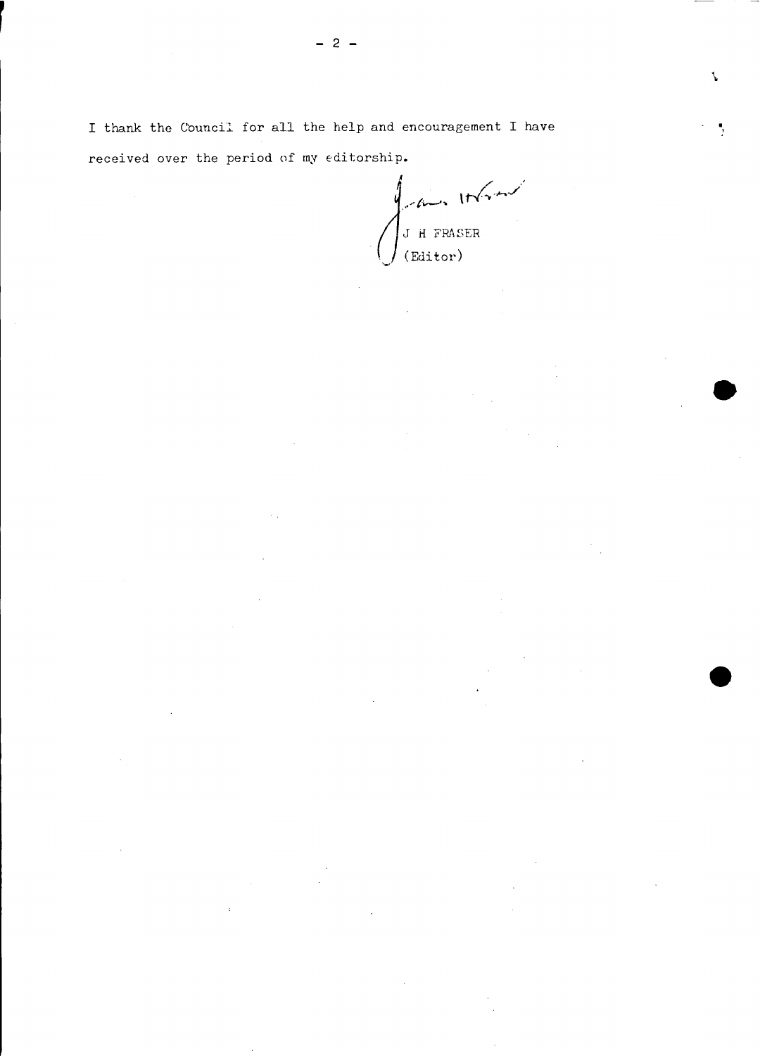I thank the Council for all the help and encouragement I have received over the period of my editorship.

J H FRASER
(Editor)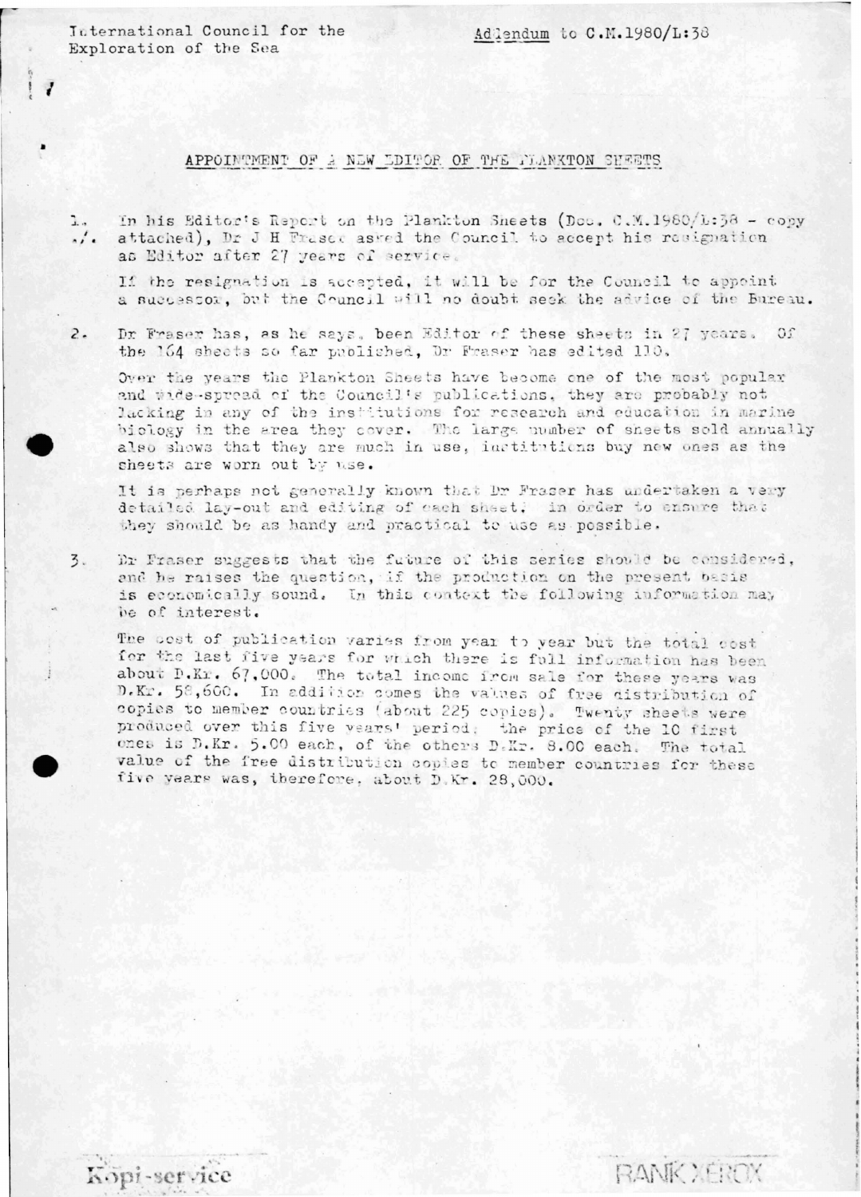International Council for the Exploration of the Sea

Addendum to C.M.1980/L:38

## APPOINTMENT OF A NEW EDITOR OF THE PLANKTON SHEETS

1. In his Editor's Report on the Plankton Sheets (Doc. C.M.1980/L:38 - copy ./. attached), Dr J H Fraser asked the Council to accept his resignation as Editor after 27 years of service.

   If the resignation is accepted, it will be for the Council to appoint a successor, but the Council will no doubt seek the advice of the Bureau.

2. Dr Fraser has, as he says, been Editor of these sheets in 27 years. Of the 164 sheets so far published, Dr Fraser has edited 110.

   Over the years the Plankton Sheets have become one of the most popular and wide-spread of the Council's publications, they are probably not lacking in any of the institutions for research and education in marine biology in the area they cover. The large number of sheets sold annually also shows that they are much in use, institutions buy new ones as the sheets are worn out by use.

   It is perhaps not generally known that Dr Fraser has undertaken a very detailed lay-out and editing of each sheet, in order to ensure that they should be as handy and practical to use as possible.

3. Dr Fraser suggests that the future of this series should be considered, and he raises the question, if the production on the present basis is economically sound. In this context the following information may be of interest.

   The cost of publication varies from year to year but the total cost for the last five years for which there is full information has been about D.Kr. 67,000. The total income from sale for these years was D.Kr. 58,600. In addition comes the values of free distribution of copies to member countries (about 225 copies). Twenty sheets were produced over this five years' period; the price of the 10 first ones is D.Kr. 5.00 each, of the others D.Kr. 8.00 each. The total value of the free distribution copies to member countries for these five years was, therefore, about D.Kr. 28,000.